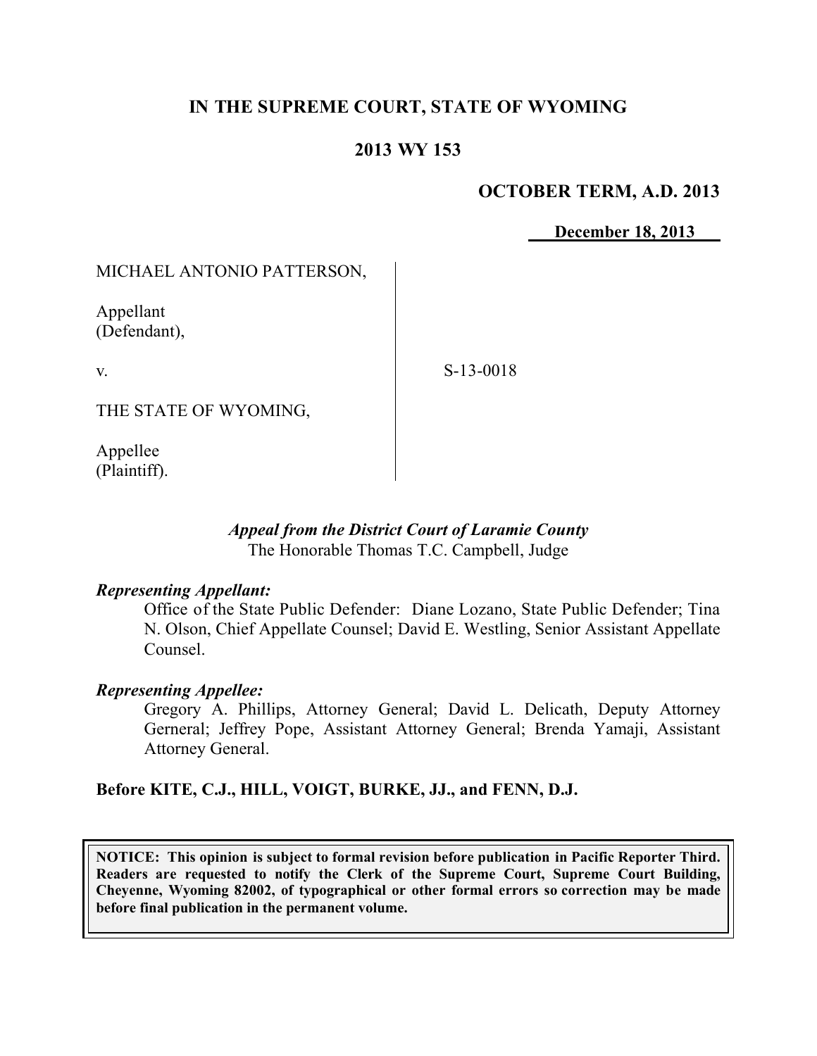# IN THE SUPREME COURT, STATE OF WYOMING

## 2013 WY 153

**OCTOBER TERM, A.D. 2013**

**December 18, 2013**

MICHAEL ANTONIO PATTERSON,

Appellant
(Defendant),

v.

S-13-0018

THE STATE OF WYOMING,

Appellee
(Plaintiff).

*Appeal from the District Court of Laramie County*
The Honorable Thomas T.C. Campbell, Judge

***Representing Appellant:***

Office of the State Public Defender: Diane Lozano, State Public Defender; Tina N. Olson, Chief Appellate Counsel; David E. Westling, Senior Assistant Appellate Counsel.

***Representing Appellee:***

Gregory A. Phillips, Attorney General; David L. Delicath, Deputy Attorney Gerneral; Jeffrey Pope, Assistant Attorney General; Brenda Yamaji, Assistant Attorney General.

**Before KITE, C.J., HILL, VOIGT, BURKE, JJ., and FENN, D.J.**

**NOTICE: This opinion is subject to formal revision before publication in Pacific Reporter Third. Readers are requested to notify the Clerk of the Supreme Court, Supreme Court Building, Cheyenne, Wyoming 82002, of typographical or other formal errors so correction may be made before final publication in the permanent volume.**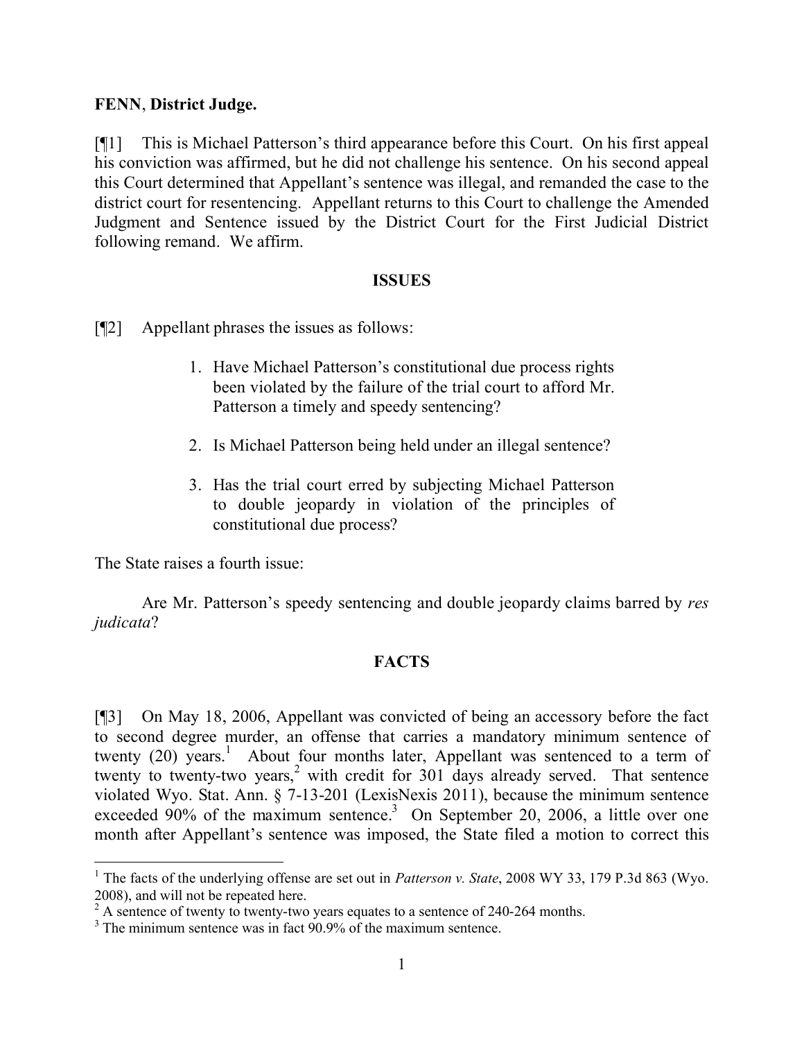**FENN**, **District Judge.**

[¶1] This is Michael Patterson's third appearance before this Court. On his first appeal his conviction was affirmed, but he did not challenge his sentence. On his second appeal this Court determined that Appellant's sentence was illegal, and remanded the case to the district court for resentencing. Appellant returns to this Court to challenge the Amended Judgment and Sentence issued by the District Court for the First Judicial District following remand. We affirm.

## ISSUES

[¶2] Appellant phrases the issues as follows:

> 1. Have Michael Patterson's constitutional due process rights been violated by the failure of the trial court to afford Mr. Patterson a timely and speedy sentencing?
>
> 2. Is Michael Patterson being held under an illegal sentence?
>
> 3. Has the trial court erred by subjecting Michael Patterson to double jeopardy in violation of the principles of constitutional due process?

The State raises a fourth issue:

> Are Mr. Patterson's speedy sentencing and double jeopardy claims barred by *res judicata*?

## FACTS

[¶3] On May 18, 2006, Appellant was convicted of being an accessory before the fact to second degree murder, an offense that carries a mandatory minimum sentence of twenty (20) years.[1] About four months later, Appellant was sentenced to a term of twenty to twenty-two years,[2] with credit for 301 days already served. That sentence violated Wyo. Stat. Ann. § 7-13-201 (LexisNexis 2011), because the minimum sentence exceeded 90% of the maximum sentence.[3] On September 20, 2006, a little over one month after Appellant's sentence was imposed, the State filed a motion to correct this

---

[1] The facts of the underlying offense are set out in *Patterson v. State*, 2008 WY 33, 179 P.3d 863 (Wyo. 2008), and will not be repeated here.

[2] A sentence of twenty to twenty-two years equates to a sentence of 240-264 months.

[3] The minimum sentence was in fact 90.9% of the maximum sentence.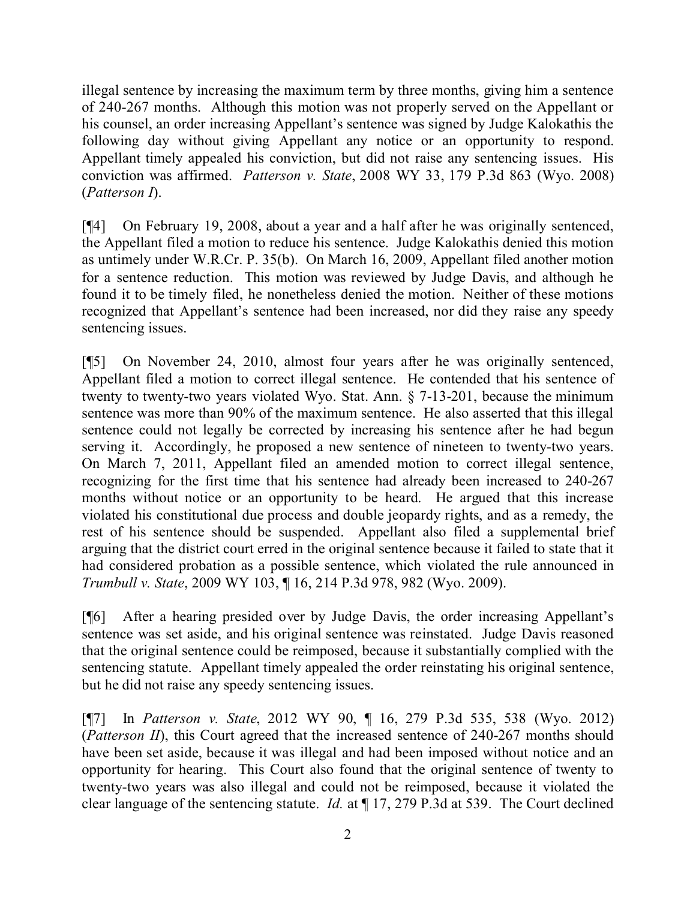illegal sentence by increasing the maximum term by three months, giving him a sentence of 240-267 months. Although this motion was not properly served on the Appellant or his counsel, an order increasing Appellant's sentence was signed by Judge Kalokathis the following day without giving Appellant any notice or an opportunity to respond. Appellant timely appealed his conviction, but did not raise any sentencing issues. His conviction was affirmed. *Patterson v. State*, 2008 WY 33, 179 P.3d 863 (Wyo. 2008) (*Patterson I*).

[¶4] On February 19, 2008, about a year and a half after he was originally sentenced, the Appellant filed a motion to reduce his sentence. Judge Kalokathis denied this motion as untimely under W.R.Cr. P. 35(b). On March 16, 2009, Appellant filed another motion for a sentence reduction. This motion was reviewed by Judge Davis, and although he found it to be timely filed, he nonetheless denied the motion. Neither of these motions recognized that Appellant's sentence had been increased, nor did they raise any speedy sentencing issues.

[¶5] On November 24, 2010, almost four years after he was originally sentenced, Appellant filed a motion to correct illegal sentence. He contended that his sentence of twenty to twenty-two years violated Wyo. Stat. Ann. § 7-13-201, because the minimum sentence was more than 90% of the maximum sentence. He also asserted that this illegal sentence could not legally be corrected by increasing his sentence after he had begun serving it. Accordingly, he proposed a new sentence of nineteen to twenty-two years. On March 7, 2011, Appellant filed an amended motion to correct illegal sentence, recognizing for the first time that his sentence had already been increased to 240-267 months without notice or an opportunity to be heard. He argued that this increase violated his constitutional due process and double jeopardy rights, and as a remedy, the rest of his sentence should be suspended. Appellant also filed a supplemental brief arguing that the district court erred in the original sentence because it failed to state that it had considered probation as a possible sentence, which violated the rule announced in *Trumbull v. State*, 2009 WY 103, ¶ 16, 214 P.3d 978, 982 (Wyo. 2009).

[¶6] After a hearing presided over by Judge Davis, the order increasing Appellant's sentence was set aside, and his original sentence was reinstated. Judge Davis reasoned that the original sentence could be reimposed, because it substantially complied with the sentencing statute. Appellant timely appealed the order reinstating his original sentence, but he did not raise any speedy sentencing issues.

[¶7] In *Patterson v. State*, 2012 WY 90, ¶ 16, 279 P.3d 535, 538 (Wyo. 2012) (*Patterson II*), this Court agreed that the increased sentence of 240-267 months should have been set aside, because it was illegal and had been imposed without notice and an opportunity for hearing. This Court also found that the original sentence of twenty to twenty-two years was also illegal and could not be reimposed, because it violated the clear language of the sentencing statute. *Id.* at ¶ 17, 279 P.3d at 539. The Court declined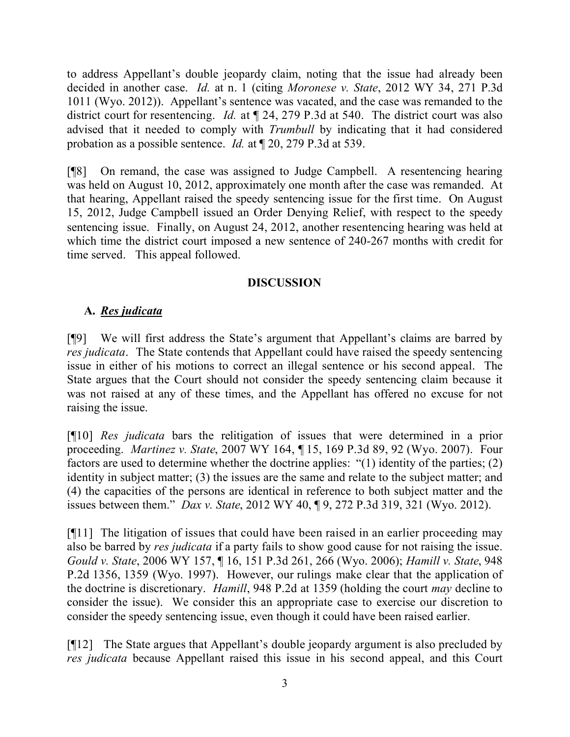to address Appellant's double jeopardy claim, noting that the issue had already been decided in another case. *Id.* at n. 1 (citing *Moronese v. State*, 2012 WY 34, 271 P.3d 1011 (Wyo. 2012)). Appellant's sentence was vacated, and the case was remanded to the district court for resentencing. *Id.* at ¶ 24, 279 P.3d at 540. The district court was also advised that it needed to comply with *Trumbull* by indicating that it had considered probation as a possible sentence. *Id.* at ¶ 20, 279 P.3d at 539.

[¶8] On remand, the case was assigned to Judge Campbell. A resentencing hearing was held on August 10, 2012, approximately one month after the case was remanded. At that hearing, Appellant raised the speedy sentencing issue for the first time. On August 15, 2012, Judge Campbell issued an Order Denying Relief, with respect to the speedy sentencing issue. Finally, on August 24, 2012, another resentencing hearing was held at which time the district court imposed a new sentence of 240-267 months with credit for time served. This appeal followed.

## DISCUSSION

### A. *Res judicata*

[¶9] We will first address the State's argument that Appellant's claims are barred by *res judicata*. The State contends that Appellant could have raised the speedy sentencing issue in either of his motions to correct an illegal sentence or his second appeal. The State argues that the Court should not consider the speedy sentencing claim because it was not raised at any of these times, and the Appellant has offered no excuse for not raising the issue.

[¶10] *Res judicata* bars the relitigation of issues that were determined in a prior proceeding. *Martinez v. State*, 2007 WY 164, ¶ 15, 169 P.3d 89, 92 (Wyo. 2007). Four factors are used to determine whether the doctrine applies: "(1) identity of the parties; (2) identity in subject matter; (3) the issues are the same and relate to the subject matter; and (4) the capacities of the persons are identical in reference to both subject matter and the issues between them." *Dax v. State*, 2012 WY 40, ¶ 9, 272 P.3d 319, 321 (Wyo. 2012).

[¶11] The litigation of issues that could have been raised in an earlier proceeding may also be barred by *res judicata* if a party fails to show good cause for not raising the issue. *Gould v. State*, 2006 WY 157, ¶ 16, 151 P.3d 261, 266 (Wyo. 2006); *Hamill v. State*, 948 P.2d 1356, 1359 (Wyo. 1997). However, our rulings make clear that the application of the doctrine is discretionary. *Hamill*, 948 P.2d at 1359 (holding the court *may* decline to consider the issue). We consider this an appropriate case to exercise our discretion to consider the speedy sentencing issue, even though it could have been raised earlier.

[¶12] The State argues that Appellant's double jeopardy argument is also precluded by *res judicata* because Appellant raised this issue in his second appeal, and this Court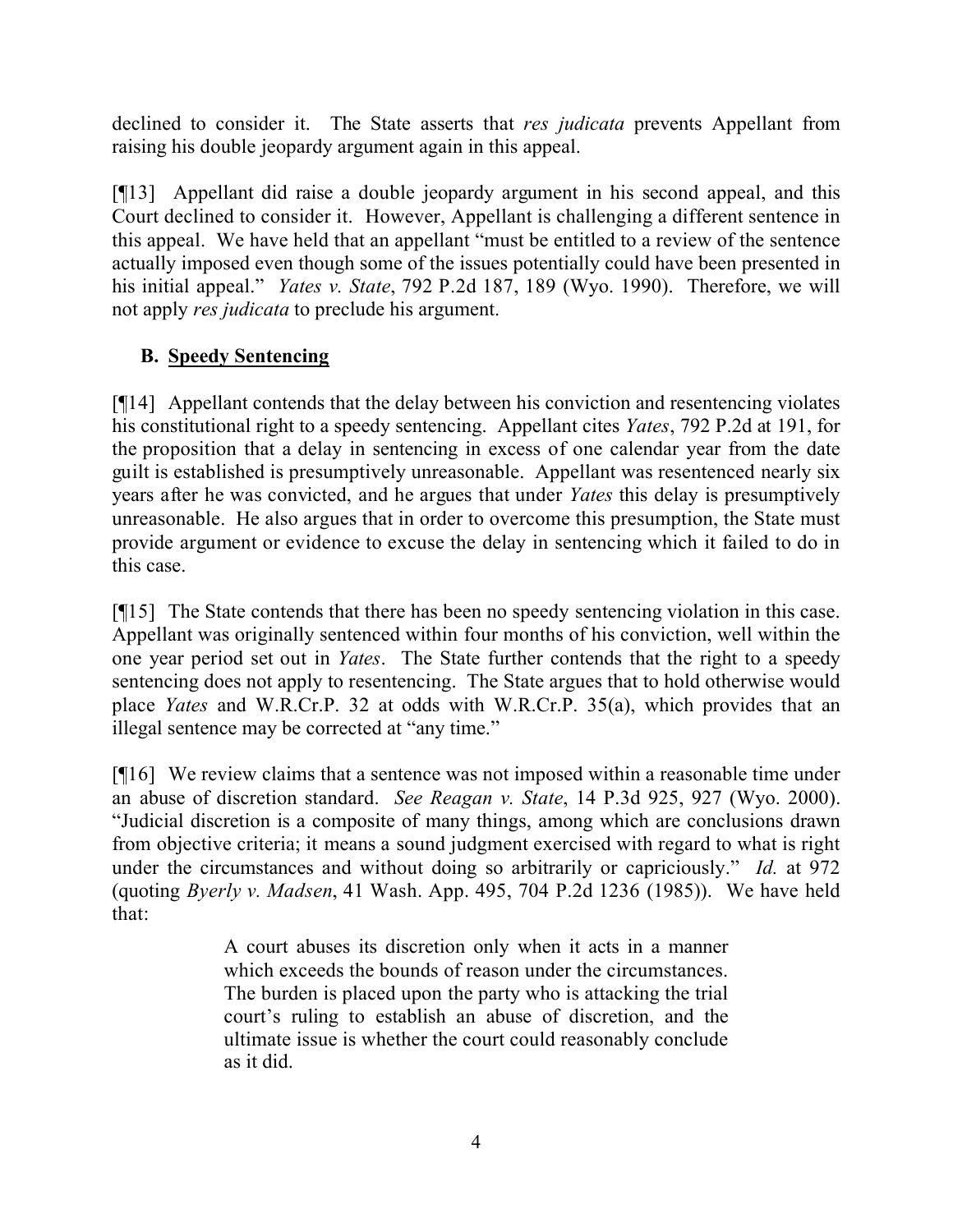declined to consider it. The State asserts that *res judicata* prevents Appellant from raising his double jeopardy argument again in this appeal.

[¶13] Appellant did raise a double jeopardy argument in his second appeal, and this Court declined to consider it. However, Appellant is challenging a different sentence in this appeal. We have held that an appellant "must be entitled to a review of the sentence actually imposed even though some of the issues potentially could have been presented in his initial appeal." *Yates v. State*, 792 P.2d 187, 189 (Wyo. 1990). Therefore, we will not apply *res judicata* to preclude his argument.

### B. Speedy Sentencing

[¶14] Appellant contends that the delay between his conviction and resentencing violates his constitutional right to a speedy sentencing. Appellant cites *Yates*, 792 P.2d at 191, for the proposition that a delay in sentencing in excess of one calendar year from the date guilt is established is presumptively unreasonable. Appellant was resentenced nearly six years after he was convicted, and he argues that under *Yates* this delay is presumptively unreasonable. He also argues that in order to overcome this presumption, the State must provide argument or evidence to excuse the delay in sentencing which it failed to do in this case.

[¶15] The State contends that there has been no speedy sentencing violation in this case. Appellant was originally sentenced within four months of his conviction, well within the one year period set out in *Yates*. The State further contends that the right to a speedy sentencing does not apply to resentencing. The State argues that to hold otherwise would place *Yates* and W.R.Cr.P. 32 at odds with W.R.Cr.P. 35(a), which provides that an illegal sentence may be corrected at "any time."

[¶16] We review claims that a sentence was not imposed within a reasonable time under an abuse of discretion standard. *See Reagan v. State*, 14 P.3d 925, 927 (Wyo. 2000). "Judicial discretion is a composite of many things, among which are conclusions drawn from objective criteria; it means a sound judgment exercised with regard to what is right under the circumstances and without doing so arbitrarily or capriciously." *Id.* at 972 (quoting *Byerly v. Madsen*, 41 Wash. App. 495, 704 P.2d 1236 (1985)). We have held that:

> A court abuses its discretion only when it acts in a manner which exceeds the bounds of reason under the circumstances. The burden is placed upon the party who is attacking the trial court's ruling to establish an abuse of discretion, and the ultimate issue is whether the court could reasonably conclude as it did.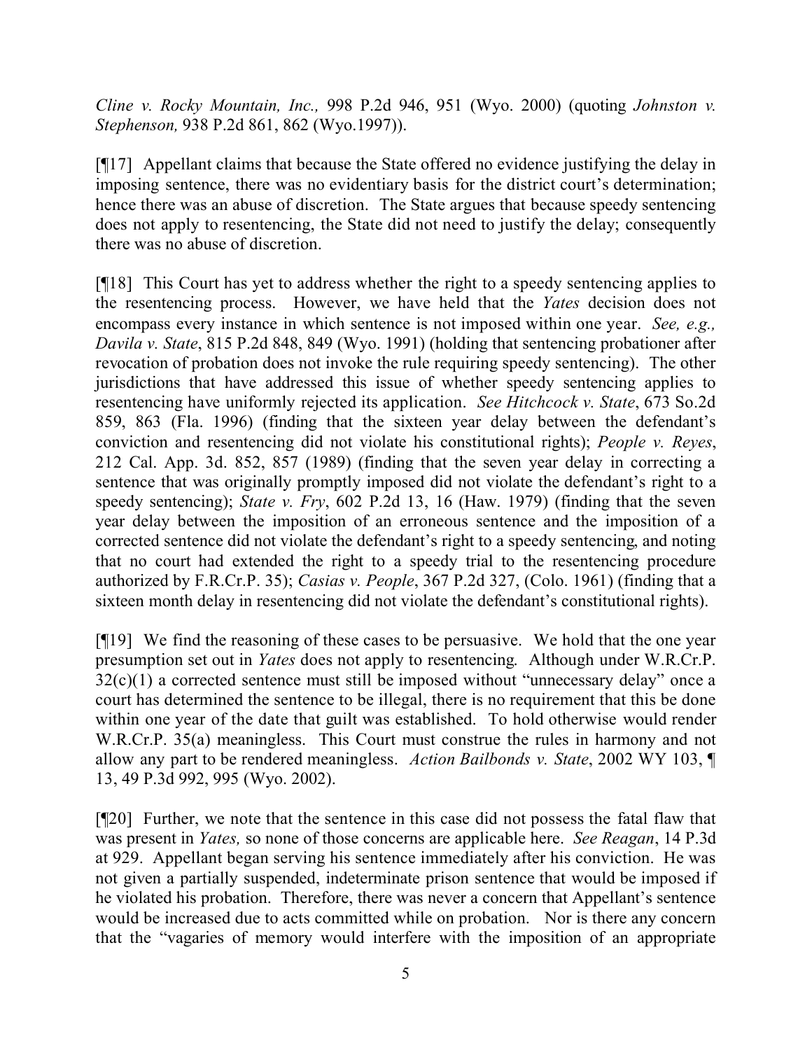*Cline v. Rocky Mountain, Inc.,* 998 P.2d 946, 951 (Wyo. 2000) (quoting *Johnston v. Stephenson,* 938 P.2d 861, 862 (Wyo.1997)).

[¶17] Appellant claims that because the State offered no evidence justifying the delay in imposing sentence, there was no evidentiary basis for the district court's determination; hence there was an abuse of discretion. The State argues that because speedy sentencing does not apply to resentencing, the State did not need to justify the delay; consequently there was no abuse of discretion.

[¶18] This Court has yet to address whether the right to a speedy sentencing applies to the resentencing process. However, we have held that the *Yates* decision does not encompass every instance in which sentence is not imposed within one year. *See, e.g., Davila v. State*, 815 P.2d 848, 849 (Wyo. 1991) (holding that sentencing probationer after revocation of probation does not invoke the rule requiring speedy sentencing). The other jurisdictions that have addressed this issue of whether speedy sentencing applies to resentencing have uniformly rejected its application. *See Hitchcock v. State*, 673 So.2d 859, 863 (Fla. 1996) (finding that the sixteen year delay between the defendant's conviction and resentencing did not violate his constitutional rights); *People v. Reyes*, 212 Cal. App. 3d. 852, 857 (1989) (finding that the seven year delay in correcting a sentence that was originally promptly imposed did not violate the defendant's right to a speedy sentencing); *State v. Fry*, 602 P.2d 13, 16 (Haw. 1979) (finding that the seven year delay between the imposition of an erroneous sentence and the imposition of a corrected sentence did not violate the defendant's right to a speedy sentencing, and noting that no court had extended the right to a speedy trial to the resentencing procedure authorized by F.R.Cr.P. 35); *Casias v. People*, 367 P.2d 327, (Colo. 1961) (finding that a sixteen month delay in resentencing did not violate the defendant's constitutional rights).

[¶19] We find the reasoning of these cases to be persuasive. We hold that the one year presumption set out in *Yates* does not apply to resentencing. Although under W.R.Cr.P. 32(c)(1) a corrected sentence must still be imposed without "unnecessary delay" once a court has determined the sentence to be illegal, there is no requirement that this be done within one year of the date that guilt was established. To hold otherwise would render W.R.Cr.P. 35(a) meaningless. This Court must construe the rules in harmony and not allow any part to be rendered meaningless. *Action Bailbonds v. State*, 2002 WY 103, ¶ 13, 49 P.3d 992, 995 (Wyo. 2002).

[¶20] Further, we note that the sentence in this case did not possess the fatal flaw that was present in *Yates,* so none of those concerns are applicable here. *See Reagan*, 14 P.3d at 929. Appellant began serving his sentence immediately after his conviction. He was not given a partially suspended, indeterminate prison sentence that would be imposed if he violated his probation. Therefore, there was never a concern that Appellant's sentence would be increased due to acts committed while on probation. Nor is there any concern that the "vagaries of memory would interfere with the imposition of an appropriate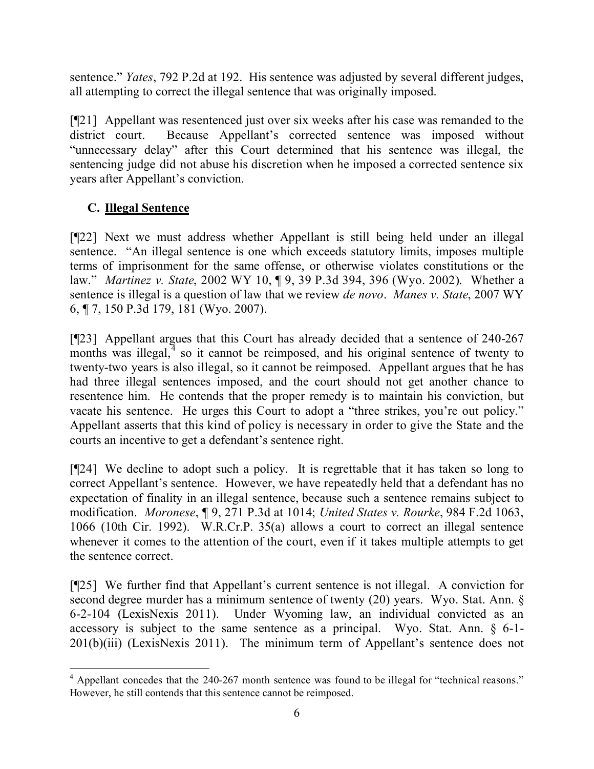sentence." *Yates*, 792 P.2d at 192. His sentence was adjusted by several different judges, all attempting to correct the illegal sentence that was originally imposed.

[¶21] Appellant was resentenced just over six weeks after his case was remanded to the district court. Because Appellant's corrected sentence was imposed without "unnecessary delay" after this Court determined that his sentence was illegal, the sentencing judge did not abuse his discretion when he imposed a corrected sentence six years after Appellant's conviction.

## C. Illegal Sentence

[¶22] Next we must address whether Appellant is still being held under an illegal sentence. "An illegal sentence is one which exceeds statutory limits, imposes multiple terms of imprisonment for the same offense, or otherwise violates constitutions or the law." *Martinez v. State*, 2002 WY 10, ¶ 9, 39 P.3d 394, 396 (Wyo. 2002). Whether a sentence is illegal is a question of law that we review *de novo*. *Manes v. State*, 2007 WY 6, ¶ 7, 150 P.3d 179, 181 (Wyo. 2007).

[¶23] Appellant argues that this Court has already decided that a sentence of 240-267 months was illegal,[4] so it cannot be reimposed, and his original sentence of twenty to twenty-two years is also illegal, so it cannot be reimposed. Appellant argues that he has had three illegal sentences imposed, and the court should not get another chance to resentence him. He contends that the proper remedy is to maintain his conviction, but vacate his sentence. He urges this Court to adopt a "three strikes, you're out policy." Appellant asserts that this kind of policy is necessary in order to give the State and the courts an incentive to get a defendant's sentence right.

[¶24] We decline to adopt such a policy. It is regrettable that it has taken so long to correct Appellant's sentence. However, we have repeatedly held that a defendant has no expectation of finality in an illegal sentence, because such a sentence remains subject to modification. *Moronese*, ¶ 9, 271 P.3d at 1014; *United States v. Rourke*, 984 F.2d 1063, 1066 (10th Cir. 1992). W.R.Cr.P. 35(a) allows a court to correct an illegal sentence whenever it comes to the attention of the court, even if it takes multiple attempts to get the sentence correct.

[¶25] We further find that Appellant's current sentence is not illegal. A conviction for second degree murder has a minimum sentence of twenty (20) years. Wyo. Stat. Ann. § 6-2-104 (LexisNexis 2011). Under Wyoming law, an individual convicted as an accessory is subject to the same sentence as a principal. Wyo. Stat. Ann. § 6-1-201(b)(iii) (LexisNexis 2011). The minimum term of Appellant's sentence does not

---

[4] Appellant concedes that the 240-267 month sentence was found to be illegal for "technical reasons." However, he still contends that this sentence cannot be reimposed.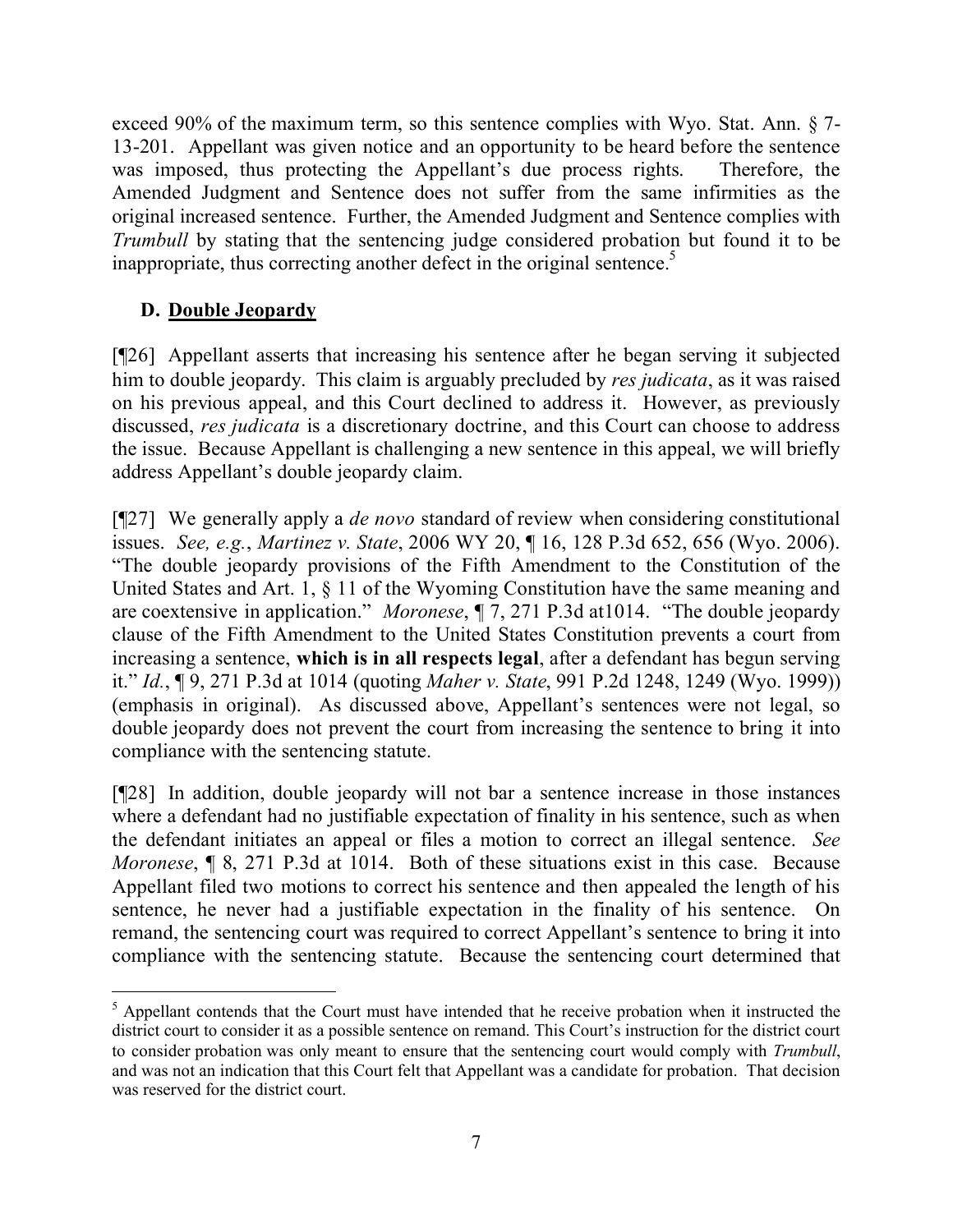exceed 90% of the maximum term, so this sentence complies with Wyo. Stat. Ann. § 7-13-201. Appellant was given notice and an opportunity to be heard before the sentence was imposed, thus protecting the Appellant's due process rights. Therefore, the Amended Judgment and Sentence does not suffer from the same infirmities as the original increased sentence. Further, the Amended Judgment and Sentence complies with *Trumbull* by stating that the sentencing judge considered probation but found it to be inappropriate, thus correcting another defect in the original sentence.[5]

## D. Double Jeopardy

[¶26] Appellant asserts that increasing his sentence after he began serving it subjected him to double jeopardy. This claim is arguably precluded by *res judicata*, as it was raised on his previous appeal, and this Court declined to address it. However, as previously discussed, *res judicata* is a discretionary doctrine, and this Court can choose to address the issue. Because Appellant is challenging a new sentence in this appeal, we will briefly address Appellant's double jeopardy claim.

[¶27] We generally apply a *de novo* standard of review when considering constitutional issues. *See, e.g.*, *Martinez v. State*, 2006 WY 20, ¶ 16, 128 P.3d 652, 656 (Wyo. 2006). "The double jeopardy provisions of the Fifth Amendment to the Constitution of the United States and Art. 1, § 11 of the Wyoming Constitution have the same meaning and are coextensive in application." *Moronese*, ¶ 7, 271 P.3d at1014. "The double jeopardy clause of the Fifth Amendment to the United States Constitution prevents a court from increasing a sentence, **which is in all respects legal**, after a defendant has begun serving it." *Id.*, ¶ 9, 271 P.3d at 1014 (quoting *Maher v. State*, 991 P.2d 1248, 1249 (Wyo. 1999)) (emphasis in original). As discussed above, Appellant's sentences were not legal, so double jeopardy does not prevent the court from increasing the sentence to bring it into compliance with the sentencing statute.

[¶28] In addition, double jeopardy will not bar a sentence increase in those instances where a defendant had no justifiable expectation of finality in his sentence, such as when the defendant initiates an appeal or files a motion to correct an illegal sentence. *See Moronese*, ¶ 8, 271 P.3d at 1014. Both of these situations exist in this case. Because Appellant filed two motions to correct his sentence and then appealed the length of his sentence, he never had a justifiable expectation in the finality of his sentence. On remand, the sentencing court was required to correct Appellant's sentence to bring it into compliance with the sentencing statute. Because the sentencing court determined that

---

[5] Appellant contends that the Court must have intended that he receive probation when it instructed the district court to consider it as a possible sentence on remand. This Court's instruction for the district court to consider probation was only meant to ensure that the sentencing court would comply with *Trumbull*, and was not an indication that this Court felt that Appellant was a candidate for probation. That decision was reserved for the district court.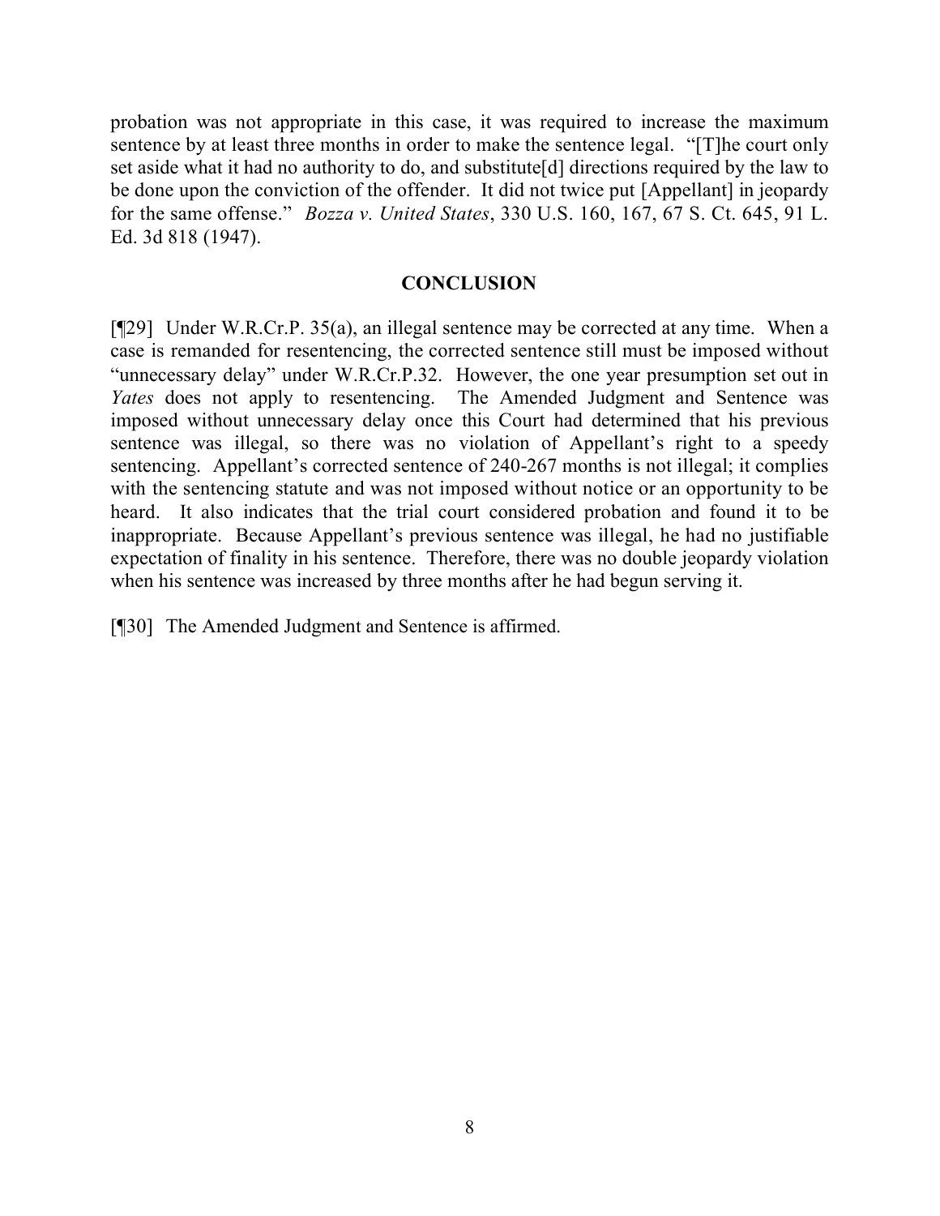probation was not appropriate in this case, it was required to increase the maximum sentence by at least three months in order to make the sentence legal. "[T]he court only set aside what it had no authority to do, and substitute[d] directions required by the law to be done upon the conviction of the offender. It did not twice put [Appellant] in jeopardy for the same offense." *Bozza v. United States*, 330 U.S. 160, 167, 67 S. Ct. 645, 91 L. Ed. 3d 818 (1947).

## CONCLUSION

[¶29] Under W.R.Cr.P. 35(a), an illegal sentence may be corrected at any time. When a case is remanded for resentencing, the corrected sentence still must be imposed without "unnecessary delay" under W.R.Cr.P.32. However, the one year presumption set out in *Yates* does not apply to resentencing. The Amended Judgment and Sentence was imposed without unnecessary delay once this Court had determined that his previous sentence was illegal, so there was no violation of Appellant's right to a speedy sentencing. Appellant's corrected sentence of 240-267 months is not illegal; it complies with the sentencing statute and was not imposed without notice or an opportunity to be heard. It also indicates that the trial court considered probation and found it to be inappropriate. Because Appellant's previous sentence was illegal, he had no justifiable expectation of finality in his sentence. Therefore, there was no double jeopardy violation when his sentence was increased by three months after he had begun serving it.

[¶30] The Amended Judgment and Sentence is affirmed.